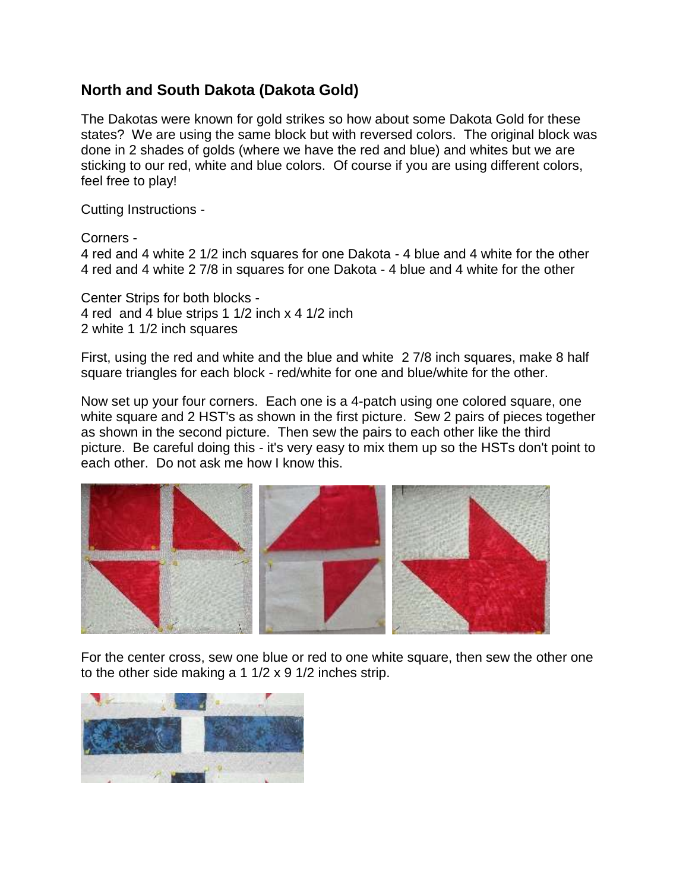## North and South Dakota (Dakota Gold)

The Dakotas were known for gold strikes so how about some Dakota Gold for these states? We are using the same block but with reversed colors. The original block was done in 2 shades of golds (where we have the red and blue) and whites but we are sticking to our red, white and blue colors. Of course if you are using different colors, feel free to play!

Cutting Instructions -

Corners -
4 red and 4 white 2 1/2 inch squares for one Dakota - 4 blue and 4 white for the other
4 red and 4 white 2 7/8 in squares for one Dakota - 4 blue and 4 white for the other

Center Strips for both blocks -
4 red and 4 blue strips 1 1/2 inch x 4 1/2 inch
2 white 1 1/2 inch squares

First, using the red and white and the blue and white 2 7/8 inch squares, make 8 half square triangles for each block - red/white for one and blue/white for the other.

Now set up your four corners. Each one is a 4-patch using one colored square, one white square and 2 HST's as shown in the first picture. Sew 2 pairs of pieces together as shown in the second picture. Then sew the pairs to each other like the third picture. Be careful doing this - it's very easy to mix them up so the HSTs don't point to each other. Do not ask me how I know this.

For the center cross, sew one blue or red to one white square, then sew the other one to the other side making a 1 1/2 x 9 1/2 inches strip.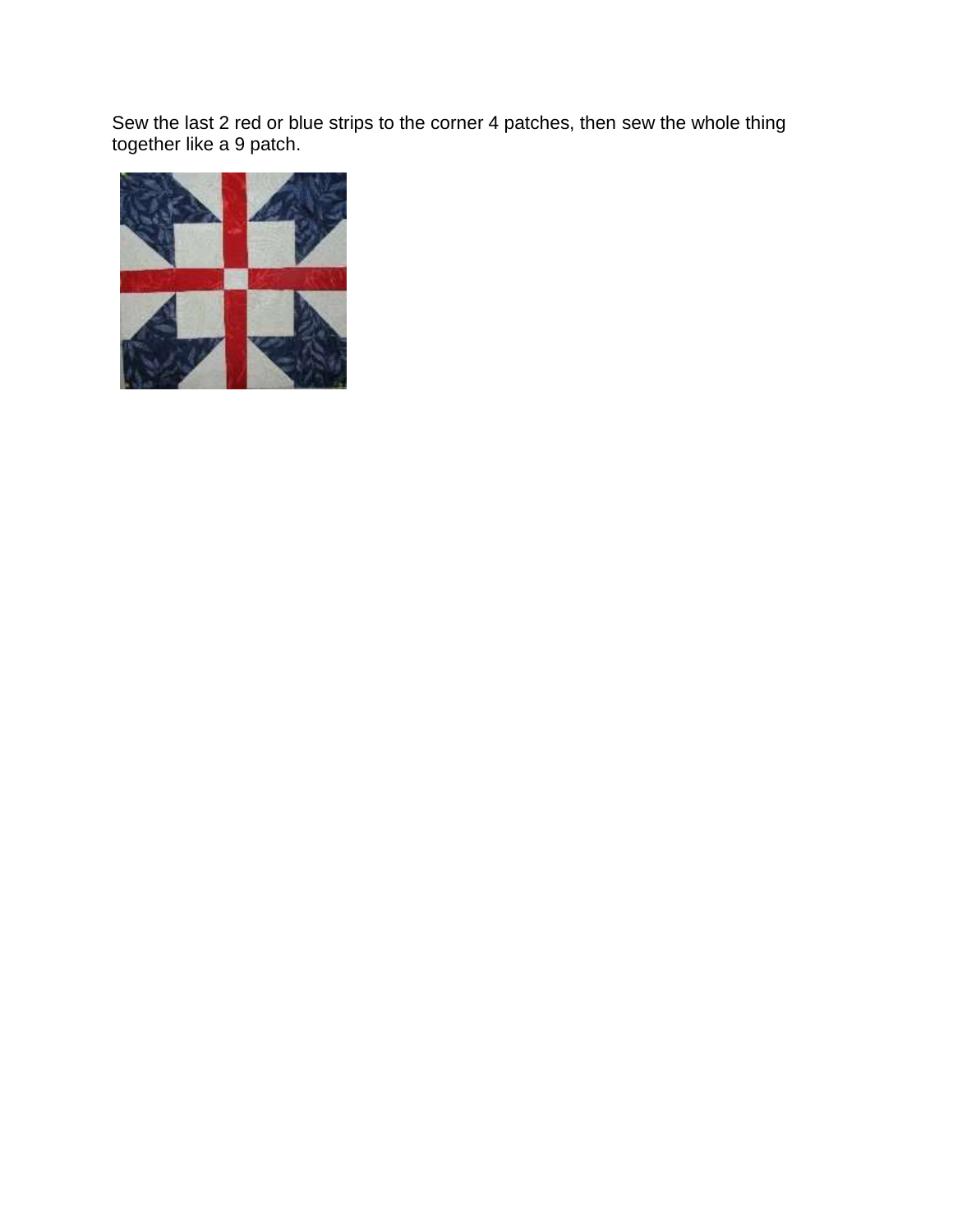Sew the last 2 red or blue strips to the corner 4 patches, then sew the whole thing together like a 9 patch.